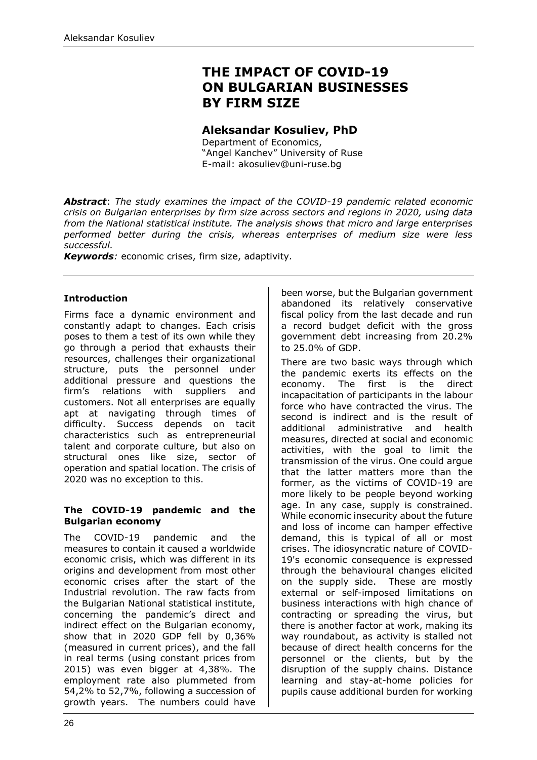# THE IMPACT OF COVID-19 ON BULGARIAN BUSINESSES BY FIRM SIZE

## Aleksandar Kosuliev, PhD

Department of Economics,
"Angel Kanchev" University of Ruse
E-mail: akosuliev@uni-ruse.bg

***Abstract***: *The study examines the impact of the COVID-19 pandemic related economic crisis on Bulgarian enterprises by firm size across sectors and regions in 2020, using data from the National statistical institute. The analysis shows that micro and large enterprises performed better during the crisis, whereas enterprises of medium size were less successful.*

***Keywords****:* economic crises, firm size, adaptivity.

### Introduction

Firms face a dynamic environment and constantly adapt to changes. Each crisis poses to them a test of its own while they go through a period that exhausts their resources, challenges their organizational structure, puts the personnel under additional pressure and questions the firm's relations with suppliers and customers. Not all enterprises are equally apt at navigating through times of difficulty. Success depends on tacit characteristics such as entrepreneurial talent and corporate culture, but also on structural ones like size, sector of operation and spatial location. The crisis of 2020 was no exception to this.

### The COVID-19 pandemic and the Bulgarian economy

The COVID-19 pandemic and the measures to contain it caused a worldwide economic crisis, which was different in its origins and development from most other economic crises after the start of the Industrial revolution. The raw facts from the Bulgarian National statistical institute, concerning the pandemic's direct and indirect effect on the Bulgarian economy, show that in 2020 GDP fell by 0,36% (measured in current prices), and the fall in real terms (using constant prices from 2015) was even bigger at 4,38%. The employment rate also plummeted from 54,2% to 52,7%, following a succession of growth years. The numbers could have been worse, but the Bulgarian government abandoned its relatively conservative fiscal policy from the last decade and run a record budget deficit with the gross government debt increasing from 20.2% to 25.0% of GDP.

There are two basic ways through which the pandemic exerts its effects on the economy. The first is the direct incapacitation of participants in the labour force who have contracted the virus. The second is indirect and is the result of additional administrative and health measures, directed at social and economic activities, with the goal to limit the transmission of the virus. One could argue that the latter matters more than the former, as the victims of COVID-19 are more likely to be people beyond working age. In any case, supply is constrained. While economic insecurity about the future and loss of income can hamper effective demand, this is typical of all or most crises. The idiosyncratic nature of COVID-19's economic consequence is expressed through the behavioural changes elicited on the supply side. These are mostly external or self-imposed limitations on business interactions with high chance of contracting or spreading the virus, but there is another factor at work, making its way roundabout, as activity is stalled not because of direct health concerns for the personnel or the clients, but by the disruption of the supply chains. Distance learning and stay-at-home policies for pupils cause additional burden for working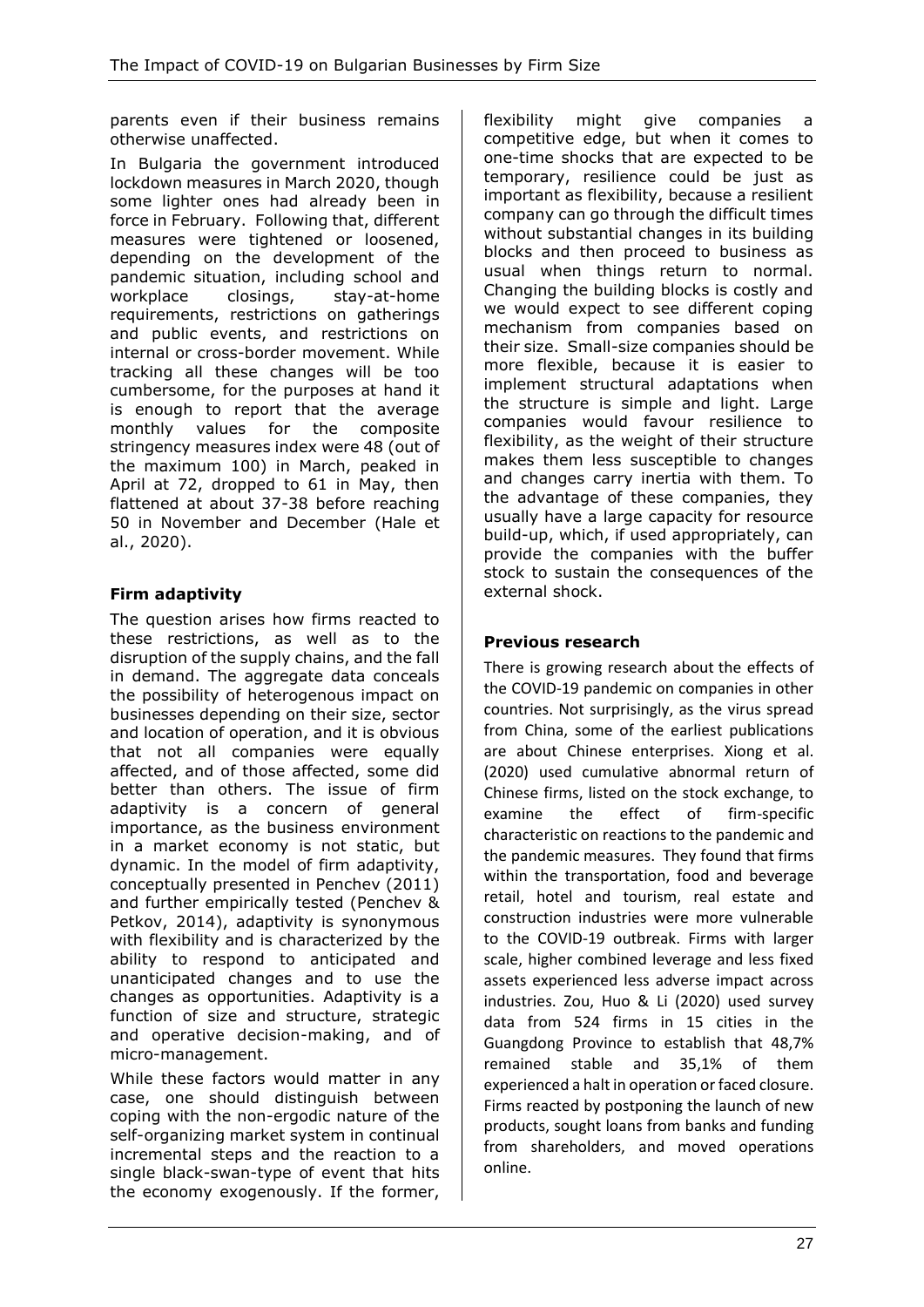parents even if their business remains otherwise unaffected.

In Bulgaria the government introduced lockdown measures in March 2020, though some lighter ones had already been in force in February. Following that, different measures were tightened or loosened, depending on the development of the pandemic situation, including school and workplace closings, stay-at-home requirements, restrictions on gatherings and public events, and restrictions on internal or cross-border movement. While tracking all these changes will be too cumbersome, for the purposes at hand it is enough to report that the average monthly values for the composite stringency measures index were 48 (out of the maximum 100) in March, peaked in April at 72, dropped to 61 in May, then flattened at about 37-38 before reaching 50 in November and December (Hale et al., 2020).

### Firm adaptivity

The question arises how firms reacted to these restrictions, as well as to the disruption of the supply chains, and the fall in demand. The aggregate data conceals the possibility of heterogenous impact on businesses depending on their size, sector and location of operation, and it is obvious that not all companies were equally affected, and of those affected, some did better than others. The issue of firm adaptivity is a concern of general importance, as the business environment in a market economy is not static, but dynamic. In the model of firm adaptivity, conceptually presented in Penchev (2011) and further empirically tested (Penchev & Petkov, 2014), adaptivity is synonymous with flexibility and is characterized by the ability to respond to anticipated and unanticipated changes and to use the changes as opportunities. Adaptivity is a function of size and structure, strategic and operative decision-making, and of micro-management.

While these factors would matter in any case, one should distinguish between coping with the non-ergodic nature of the self-organizing market system in continual incremental steps and the reaction to a single black-swan-type of event that hits the economy exogenously. If the former, flexibility might give companies a competitive edge, but when it comes to one-time shocks that are expected to be temporary, resilience could be just as important as flexibility, because a resilient company can go through the difficult times without substantial changes in its building blocks and then proceed to business as usual when things return to normal. Changing the building blocks is costly and we would expect to see different coping mechanism from companies based on their size. Small-size companies should be more flexible, because it is easier to implement structural adaptations when the structure is simple and light. Large companies would favour resilience to flexibility, as the weight of their structure makes them less susceptible to changes and changes carry inertia with them. To the advantage of these companies, they usually have a large capacity for resource build-up, which, if used appropriately, can provide the companies with the buffer stock to sustain the consequences of the external shock.

### Previous research

There is growing research about the effects of the COVID-19 pandemic on companies in other countries. Not surprisingly, as the virus spread from China, some of the earliest publications are about Chinese enterprises. Xiong et al. (2020) used cumulative abnormal return of Chinese firms, listed on the stock exchange, to examine the effect of firm-specific characteristic on reactions to the pandemic and the pandemic measures. They found that firms within the transportation, food and beverage retail, hotel and tourism, real estate and construction industries were more vulnerable to the COVID-19 outbreak. Firms with larger scale, higher combined leverage and less fixed assets experienced less adverse impact across industries. Zou, Huo & Li (2020) used survey data from 524 firms in 15 cities in the Guangdong Province to establish that 48,7% remained stable and 35,1% of them experienced a halt in operation or faced closure. Firms reacted by postponing the launch of new products, sought loans from banks and funding from shareholders, and moved operations online.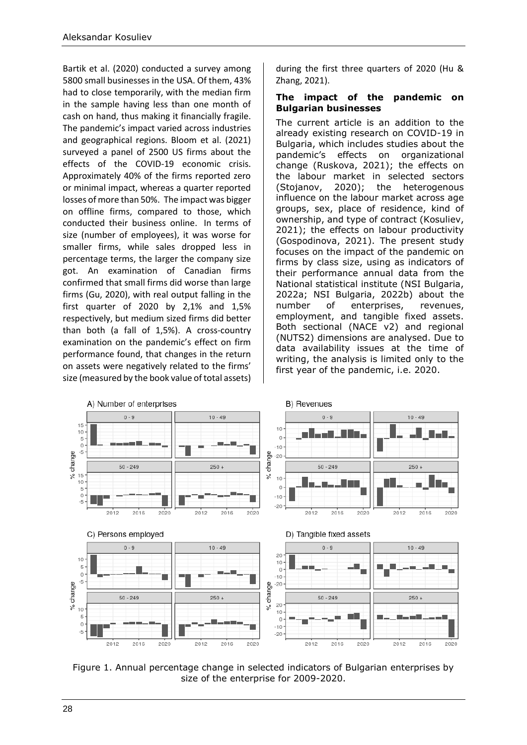Bartik et al. (2020) conducted a survey among 5800 small businesses in the USA. Of them, 43% had to close temporarily, with the median firm in the sample having less than one month of cash on hand, thus making it financially fragile. The pandemic's impact varied across industries and geographical regions. Bloom et al. (2021) surveyed a panel of 2500 US firms about the effects of the COVID-19 economic crisis. Approximately 40% of the firms reported zero or minimal impact, whereas a quarter reported losses of more than 50%. The impact was bigger on offline firms, compared to those, which conducted their business online. In terms of size (number of employees), it was worse for smaller firms, while sales dropped less in percentage terms, the larger the company size got. An examination of Canadian firms confirmed that small firms did worse than large firms (Gu, 2020), with real output falling in the first quarter of 2020 by 2,1% and 1,5% respectively, but medium sized firms did better than both (a fall of 1,5%). A cross-country examination on the pandemic's effect on firm performance found, that changes in the return on assets were negatively related to the firms' size (measured by the book value of total assets) during the first three quarters of 2020 (Hu & Zhang, 2021).

## The impact of the pandemic on Bulgarian businesses

The current article is an addition to the already existing research on COVID-19 in Bulgaria, which includes studies about the pandemic's effects on organizational change (Ruskova, 2021); the effects on the labour market in selected sectors (Stojanov, 2020); the heterogenous influence on the labour market across age groups, sex, place of residence, kind of ownership, and type of contract (Kosuliev, 2021); the effects on labour productivity (Gospodinova, 2021). The present study focuses on the impact of the pandemic on firms by class size, using as indicators of their performance annual data from the National statistical institute (NSI Bulgaria, 2022a; NSI Bulgaria, 2022b) about the number of enterprises, revenues, employment, and tangible fixed assets. Both sectional (NACE v2) and regional (NUTS2) dimensions are analysed. Due to data availability issues at the time of writing, the analysis is limited only to the first year of the pandemic, i.e. 2020.

Figure 1. Annual percentage change in selected indicators of Bulgarian enterprises by size of the enterprise for 2009-2020.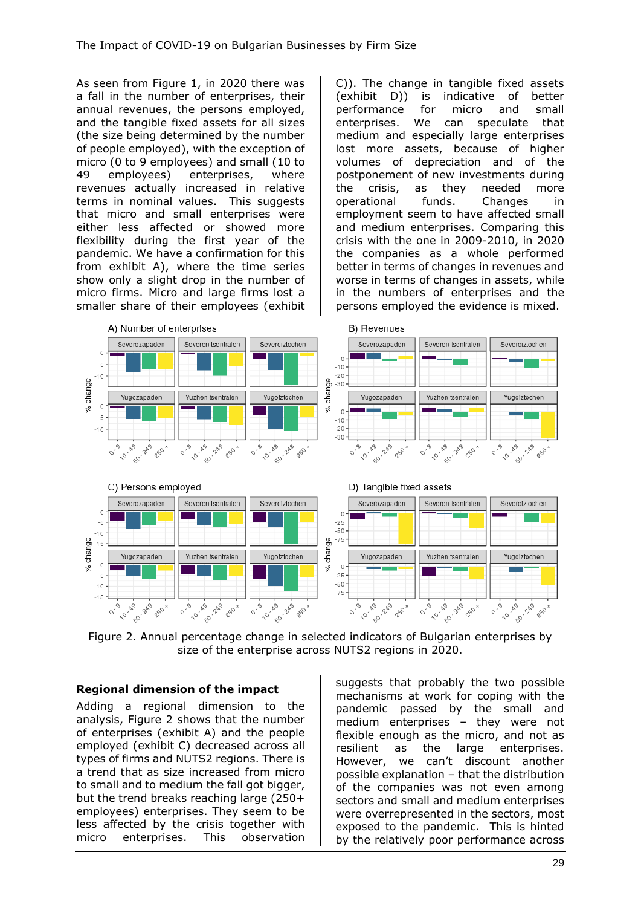As seen from Figure 1, in 2020 there was a fall in the number of enterprises, their annual revenues, the persons employed, and the tangible fixed assets for all sizes (the size being determined by the number of people employed), with the exception of micro (0 to 9 employees) and small (10 to 49 employees) enterprises, where revenues actually increased in relative terms in nominal values. This suggests that micro and small enterprises were either less affected or showed more flexibility during the first year of the pandemic. We have a confirmation for this from exhibit A), where the time series show only a slight drop in the number of micro firms. Micro and large firms lost a smaller share of their employees (exhibit C)). The change in tangible fixed assets (exhibit D)) is indicative of better performance for micro and small enterprises. We can speculate that medium and especially large enterprises lost more assets, because of higher volumes of depreciation and of the postponement of new investments during the crisis, as they needed more operational funds. Changes in employment seem to have affected small and medium enterprises. Comparing this crisis with the one in 2009-2010, in 2020 the companies as a whole performed better in terms of changes in revenues and worse in terms of changes in assets, while in the numbers of enterprises and the persons employed the evidence is mixed.

Figure 2. Annual percentage change in selected indicators of Bulgarian enterprises by size of the enterprise across NUTS2 regions in 2020.

## Regional dimension of the impact

Adding a regional dimension to the analysis, Figure 2 shows that the number of enterprises (exhibit A) and the people employed (exhibit C) decreased across all types of firms and NUTS2 regions. There is a trend that as size increased from micro to small to medium the fall got bigger, but the trend breaks reaching large (250+ employees) enterprises. They seem to be less affected by the crisis together with micro enterprises. This observation suggests that probably the two possible mechanisms at work for coping with the pandemic passed by the small and medium enterprises – they were not flexible enough as the micro, and not as resilient as the large enterprises. However, we can't discount another possible explanation – that the distribution of the companies was not even among sectors and small and medium enterprises were overrepresented in the sectors, most exposed to the pandemic. This is hinted by the relatively poor performance across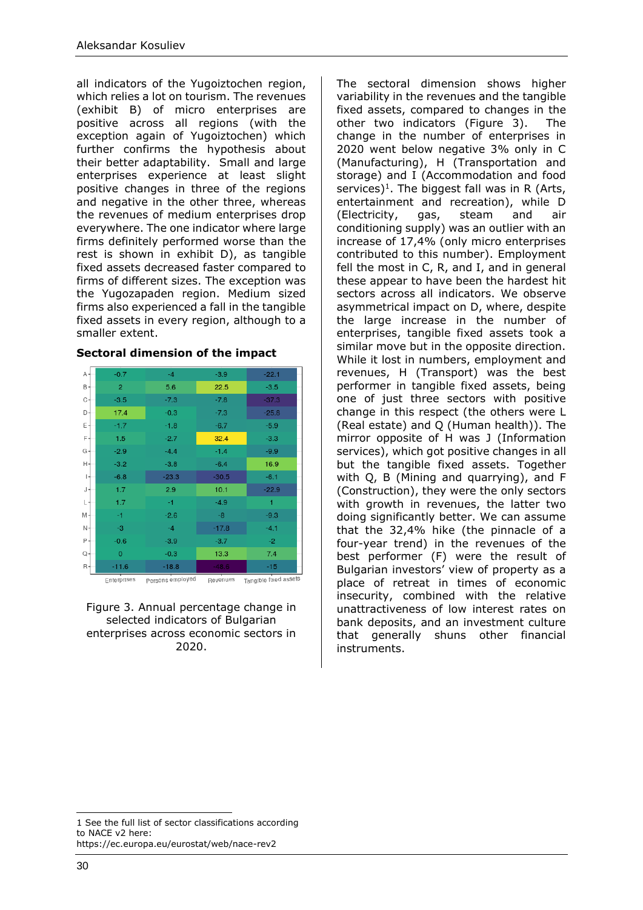all indicators of the Yugoiztochen region, which relies a lot on tourism. The revenues (exhibit B) of micro enterprises are positive across all regions (with the exception again of Yugoiztochen) which further confirms the hypothesis about their better adaptability. Small and large enterprises experience at least slight positive changes in three of the regions and negative in the other three, whereas the revenues of medium enterprises drop everywhere. The one indicator where large firms definitely performed worse than the rest is shown in exhibit D), as tangible fixed assets decreased faster compared to firms of different sizes. The exception was the Yugozapaden region. Medium sized firms also experienced a fall in the tangible fixed assets in every region, although to a smaller extent.

### Sectoral dimension of the impact

| | Enterprises | Persons employed | Revenues | Tangible fixed assets |
|---|---|---|---|---|
| A | -0.7 | -4 | -3.9 | -22.1 |
| B | 2 | 5.6 | 22.5 | -3.5 |
| C | -3.5 | -7.3 | -7.8 | -37.3 |
| D | 17.4 | -0.3 | -7.3 | -25.8 |
| E | -1.7 | -1.8 | -6.7 | -5.9 |
| F | 1.5 | -2.7 | 32.4 | -3.3 |
| G | -2.9 | -4.4 | -1.4 | -9.9 |
| H | -3.2 | -3.8 | -6.4 | 16.9 |
| I | -6.8 | -23.3 | -30.5 | -6.1 |
| J | 1.7 | 2.9 | 10.1 | -22.9 |
| L | 1.7 | -1 | -4.9 | 1 |
| M | -1 | -2.6 | -8 | -9.3 |
| N | -3 | -4 | -17.8 | -4.1 |
| P | -0.6 | -3.9 | -3.7 | -2 |
| Q | 0 | -0.3 | 13.3 | 7.4 |
| R | -11.6 | -18.8 | -48.6 | -15 |

Figure 3. Annual percentage change in selected indicators of Bulgarian enterprises across economic sectors in 2020.

The sectoral dimension shows higher variability in the revenues and the tangible fixed assets, compared to changes in the other two indicators (Figure 3). The change in the number of enterprises in 2020 went below negative 3% only in C (Manufacturing), H (Transportation and storage) and I (Accommodation and food services)[1]. The biggest fall was in R (Arts, entertainment and recreation), while D (Electricity, gas, steam and air conditioning supply) was an outlier with an increase of 17,4% (only micro enterprises contributed to this number). Employment fell the most in C, R, and I, and in general these appear to have been the hardest hit sectors across all indicators. We observe asymmetrical impact on D, where, despite the large increase in the number of enterprises, tangible fixed assets took a similar move but in the opposite direction. While it lost in numbers, employment and revenues, H (Transport) was the best performer in tangible fixed assets, being one of just three sectors with positive change in this respect (the others were L (Real estate) and Q (Human health)). The mirror opposite of H was J (Information services), which got positive changes in all but the tangible fixed assets. Together with Q, B (Mining and quarrying), and F (Construction), they were the only sectors with growth in revenues, the latter two doing significantly better. We can assume that the 32,4% hike (the pinnacle of a four-year trend) in the revenues of the best performer (F) were the result of Bulgarian investors' view of property as a place of retreat in times of economic insecurity, combined with the relative unattractiveness of low interest rates on bank deposits, and an investment culture that generally shuns other financial instruments.

1 See the full list of sector classifications according to NACE v2 here: https://ec.europa.eu/eurostat/web/nace-rev2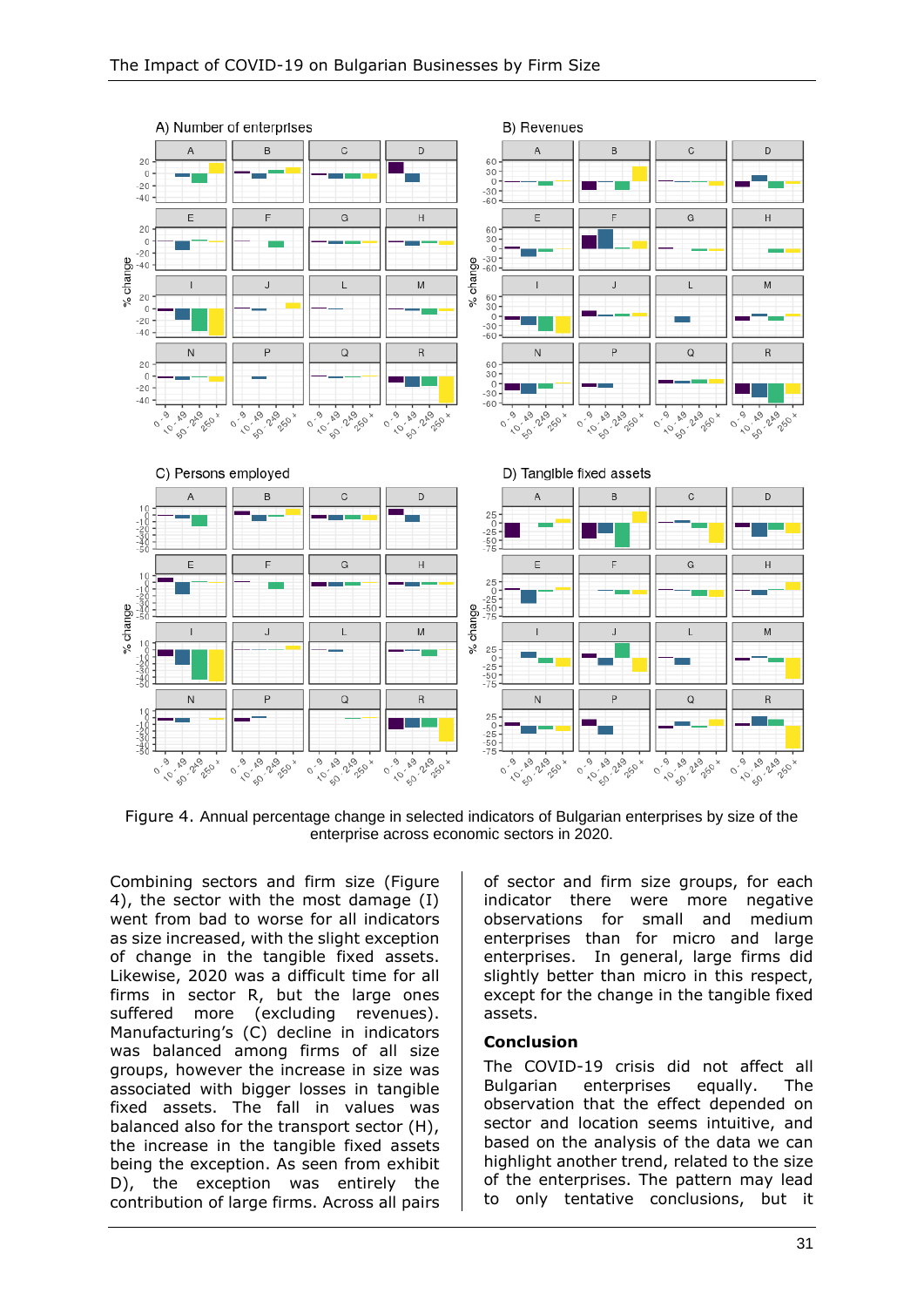Figure 4. Annual percentage change in selected indicators of Bulgarian enterprises by size of the enterprise across economic sectors in 2020.

Combining sectors and firm size (Figure 4), the sector with the most damage (I) went from bad to worse for all indicators as size increased, with the slight exception of change in the tangible fixed assets. Likewise, 2020 was a difficult time for all firms in sector R, but the large ones suffered more (excluding revenues). Manufacturing's (C) decline in indicators was balanced among firms of all size groups, however the increase in size was associated with bigger losses in tangible fixed assets. The fall in values was balanced also for the transport sector (H), the increase in the tangible fixed assets being the exception. As seen from exhibit D), the exception was entirely the contribution of large firms. Across all pairs of sector and firm size groups, for each indicator there were more negative observations for small and medium enterprises than for micro and large enterprises. In general, large firms did slightly better than micro in this respect, except for the change in the tangible fixed assets.

## Conclusion

The COVID-19 crisis did not affect all Bulgarian enterprises equally. The observation that the effect depended on sector and location seems intuitive, and based on the analysis of the data we can highlight another trend, related to the size of the enterprises. The pattern may lead to only tentative conclusions, but it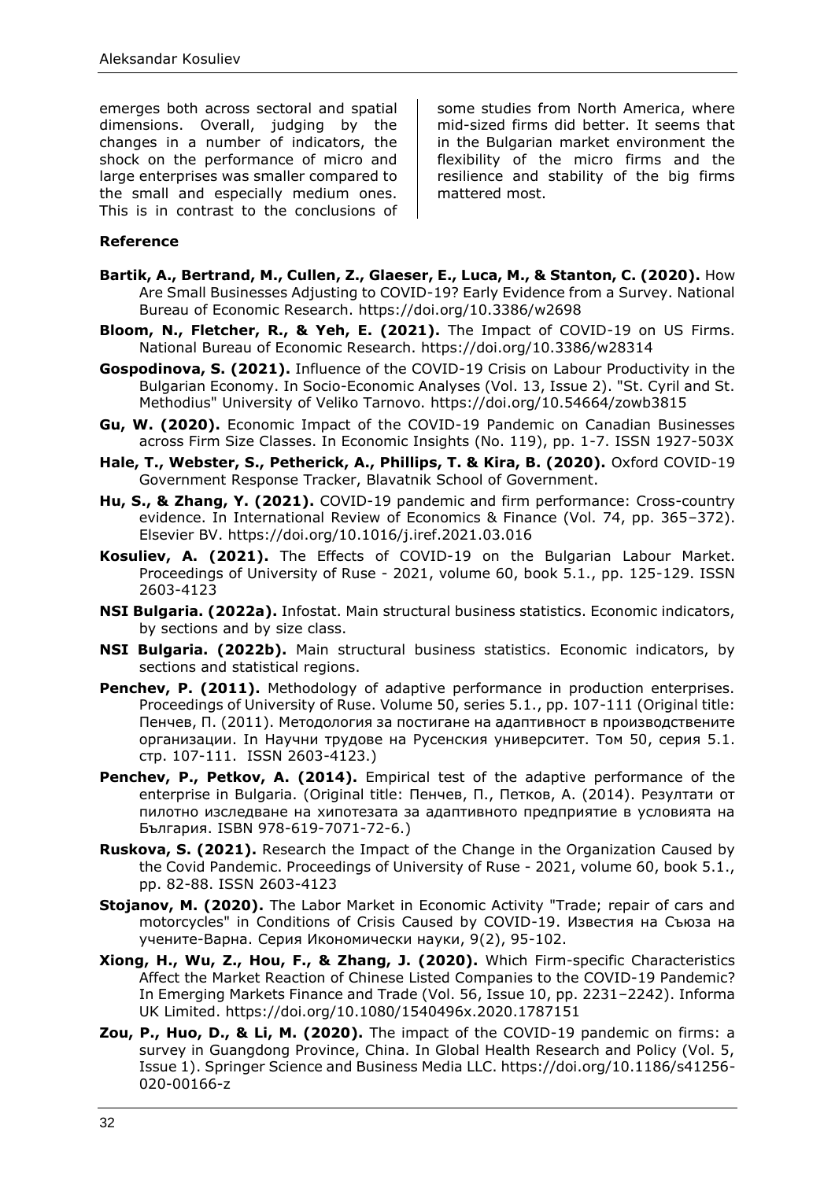emerges both across sectoral and spatial dimensions. Overall, judging by the changes in a number of indicators, the shock on the performance of micro and large enterprises was smaller compared to the small and especially medium ones. This is in contrast to the conclusions of some studies from North America, where mid-sized firms did better. It seems that in the Bulgarian market environment the flexibility of the micro firms and the resilience and stability of the big firms mattered most.

**Reference**

**Bartik, A., Bertrand, M., Cullen, Z., Glaeser, E., Luca, M., & Stanton, C. (2020).** How Are Small Businesses Adjusting to COVID-19? Early Evidence from a Survey. National Bureau of Economic Research. https://doi.org/10.3386/w2698

**Bloom, N., Fletcher, R., & Yeh, E. (2021).** The Impact of COVID-19 on US Firms. National Bureau of Economic Research. https://doi.org/10.3386/w28314

**Gospodinova, S. (2021).** Influence of the COVID-19 Crisis on Labour Productivity in the Bulgarian Economy. In Socio-Economic Analyses (Vol. 13, Issue 2). "St. Cyril and St. Methodius" University of Veliko Tarnovo. https://doi.org/10.54664/zowb3815

**Gu, W. (2020).** Economic Impact of the COVID-19 Pandemic on Canadian Businesses across Firm Size Classes. In Economic Insights (No. 119), pp. 1-7. ISSN 1927-503X

**Hale, T., Webster, S., Petherick, A., Phillips, T. & Kira, B. (2020).** Oxford COVID-19 Government Response Tracker, Blavatnik School of Government.

**Hu, S., & Zhang, Y. (2021).** COVID-19 pandemic and firm performance: Cross-country evidence. In International Review of Economics & Finance (Vol. 74, pp. 365–372). Elsevier BV. https://doi.org/10.1016/j.iref.2021.03.016

**Kosuliev, A. (2021).** The Effects of COVID-19 on the Bulgarian Labour Market. Proceedings of University of Ruse - 2021, volume 60, book 5.1., pp. 125-129. ISSN 2603-4123

**NSI Bulgaria. (2022a).** Infostat. Main structural business statistics. Economic indicators, by sections and by size class.

**NSI Bulgaria. (2022b).** Main structural business statistics. Economic indicators, by sections and statistical regions.

**Penchev, P. (2011).** Methodology of adaptive performance in production enterprises. Proceedings of University of Ruse. Volume 50, series 5.1., pp. 107-111 (Original title: Пенчев, П. (2011). Методология за постигане на адаптивност в производствените организации. In Научни трудове на Русенския университет. Том 50, серия 5.1. стр. 107-111. ISSN 2603-4123.)

**Penchev, P., Petkov, A. (2014).** Empirical test of the adaptive performance of the enterprise in Bulgaria. (Original title: Пенчев, П., Петков, А. (2014). Резултати от пилотно изследване на хипотезата за адаптивното предприятие в условията на България. ISBN 978-619-7071-72-6.)

**Ruskova, S. (2021).** Research the Impact of the Change in the Organization Caused by the Covid Pandemic. Proceedings of University of Ruse - 2021, volume 60, book 5.1., pp. 82-88. ISSN 2603-4123

**Stojanov, M. (2020).** The Labor Market in Economic Activity "Trade; repair of cars and motorcycles" in Conditions of Crisis Caused by COVID-19. Известия на Съюза на учените-Варна. Серия Икономически науки, 9(2), 95-102.

**Xiong, H., Wu, Z., Hou, F., & Zhang, J. (2020).** Which Firm-specific Characteristics Affect the Market Reaction of Chinese Listed Companies to the COVID-19 Pandemic? In Emerging Markets Finance and Trade (Vol. 56, Issue 10, pp. 2231–2242). Informa UK Limited. https://doi.org/10.1080/1540496x.2020.1787151

**Zou, P., Huo, D., & Li, M. (2020).** The impact of the COVID-19 pandemic on firms: a survey in Guangdong Province, China. In Global Health Research and Policy (Vol. 5, Issue 1). Springer Science and Business Media LLC. https://doi.org/10.1186/s41256-020-00166-z